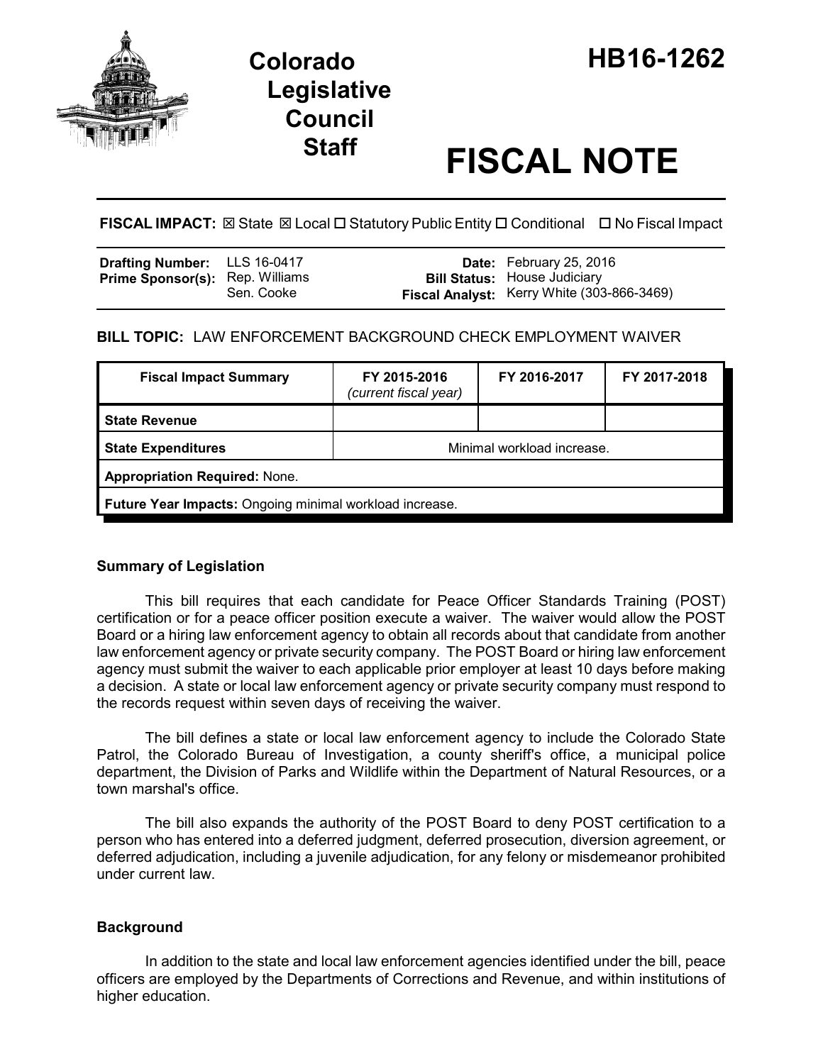# Colorado Legislative Council Staff

# HB16-1262

# FISCAL NOTE

**FISCAL IMPACT:** ☒ State ☒ Local ☐ Statutory Public Entity ☐ Conditional ☐ No Fiscal Impact

| | | | |
|---|---|---|---|
| **Drafting Number:** | LLS 16-0417 | **Date:** | February 25, 2016 |
| **Prime Sponsor(s):** | Rep. Williams<br>Sen. Cooke | **Bill Status:** | House Judiciary |
| | | **Fiscal Analyst:** | Kerry White (303-866-3469) |

**BILL TOPIC:** LAW ENFORCEMENT BACKGROUND CHECK EMPLOYMENT WAIVER

| Fiscal Impact Summary | FY 2015-2016 *(current fiscal year)* | FY 2016-2017 | FY 2017-2018 |
|---|---|---|---|
| **State Revenue** | | | |
| **State Expenditures** | Minimal workload increase. | | |
| **Appropriation Required:** None. | | | |
| **Future Year Impacts:** Ongoing minimal workload increase. | | | |

### Summary of Legislation

This bill requires that each candidate for Peace Officer Standards Training (POST) certification or for a peace officer position execute a waiver. The waiver would allow the POST Board or a hiring law enforcement agency to obtain all records about that candidate from another law enforcement agency or private security company. The POST Board or hiring law enforcement agency must submit the waiver to each applicable prior employer at least 10 days before making a decision. A state or local law enforcement agency or private security company must respond to the records request within seven days of receiving the waiver.

The bill defines a state or local law enforcement agency to include the Colorado State Patrol, the Colorado Bureau of Investigation, a county sheriff's office, a municipal police department, the Division of Parks and Wildlife within the Department of Natural Resources, or a town marshal's office.

The bill also expands the authority of the POST Board to deny POST certification to a person who has entered into a deferred judgment, deferred prosecution, diversion agreement, or deferred adjudication, including a juvenile adjudication, for any felony or misdemeanor prohibited under current law.

### Background

In addition to the state and local law enforcement agencies identified under the bill, peace officers are employed by the Departments of Corrections and Revenue, and within institutions of higher education.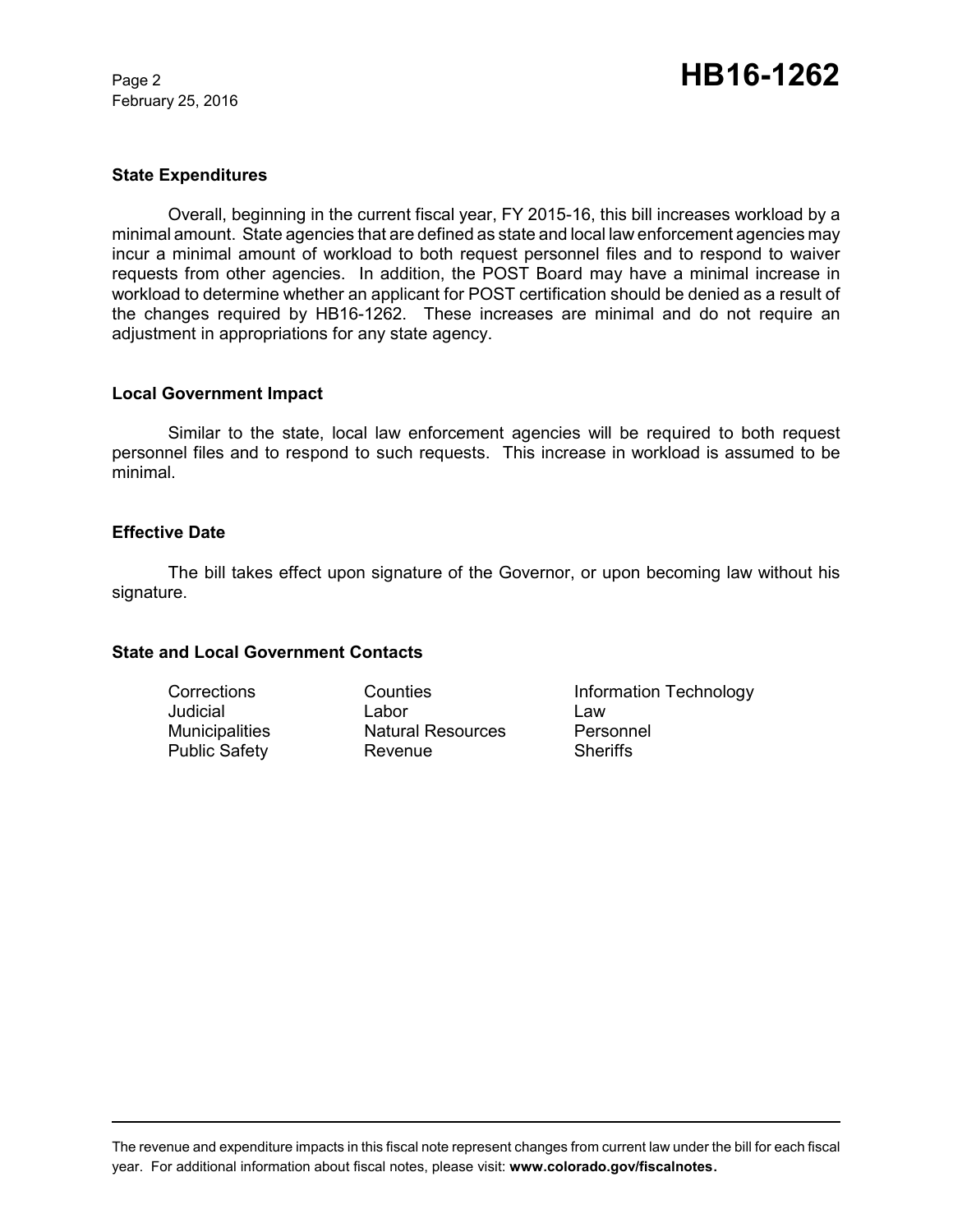## State Expenditures

Overall, beginning in the current fiscal year, FY 2015-16, this bill increases workload by a minimal amount. State agencies that are defined as state and local law enforcement agencies may incur a minimal amount of workload to both request personnel files and to respond to waiver requests from other agencies. In addition, the POST Board may have a minimal increase in workload to determine whether an applicant for POST certification should be denied as a result of the changes required by HB16-1262. These increases are minimal and do not require an adjustment in appropriations for any state agency.

## Local Government Impact

Similar to the state, local law enforcement agencies will be required to both request personnel files and to respond to such requests. This increase in workload is assumed to be minimal.

## Effective Date

The bill takes effect upon signature of the Governor, or upon becoming law without his signature.

## State and Local Government Contacts

| | | |
|---|---|---|
| Corrections | Counties | Information Technology |
| Judicial | Labor | Law |
| Municipalities | Natural Resources | Personnel |
| Public Safety | Revenue | Sheriffs |

The revenue and expenditure impacts in this fiscal note represent changes from current law under the bill for each fiscal year. For additional information about fiscal notes, please visit: **www.colorado.gov/fiscalnotes.**